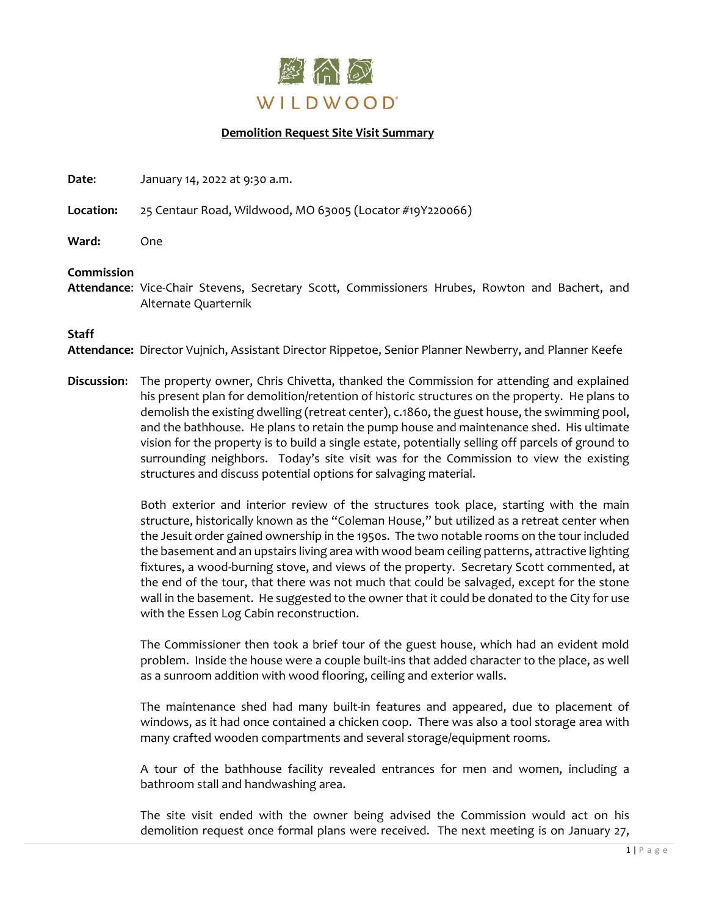WILDWOOD®

## Demolition Request Site Visit Summary

**Date**: January 14, 2022 at 9:30 a.m.

**Location:** 25 Centaur Road, Wildwood, MO 63005 (Locator #19Y220066)

**Ward:** One

**Commission Attendance**: Vice-Chair Stevens, Secretary Scott, Commissioners Hrubes, Rowton and Bachert, and Alternate Quarternik

**Staff Attendance:** Director Vujnich, Assistant Director Rippetoe, Senior Planner Newberry, and Planner Keefe

**Discussion**: The property owner, Chris Chivetta, thanked the Commission for attending and explained his present plan for demolition/retention of historic structures on the property. He plans to demolish the existing dwelling (retreat center), c.1860, the guest house, the swimming pool, and the bathhouse. He plans to retain the pump house and maintenance shed. His ultimate vision for the property is to build a single estate, potentially selling off parcels of ground to surrounding neighbors. Today's site visit was for the Commission to view the existing structures and discuss potential options for salvaging material.

Both exterior and interior review of the structures took place, starting with the main structure, historically known as the "Coleman House," but utilized as a retreat center when the Jesuit order gained ownership in the 1950s. The two notable rooms on the tour included the basement and an upstairs living area with wood beam ceiling patterns, attractive lighting fixtures, a wood-burning stove, and views of the property. Secretary Scott commented, at the end of the tour, that there was not much that could be salvaged, except for the stone wall in the basement. He suggested to the owner that it could be donated to the City for use with the Essen Log Cabin reconstruction.

The Commissioner then took a brief tour of the guest house, which had an evident mold problem. Inside the house were a couple built-ins that added character to the place, as well as a sunroom addition with wood flooring, ceiling and exterior walls.

The maintenance shed had many built-in features and appeared, due to placement of windows, as it had once contained a chicken coop. There was also a tool storage area with many crafted wooden compartments and several storage/equipment rooms.

A tour of the bathhouse facility revealed entrances for men and women, including a bathroom stall and handwashing area.

The site visit ended with the owner being advised the Commission would act on his demolition request once formal plans were received. The next meeting is on January 27,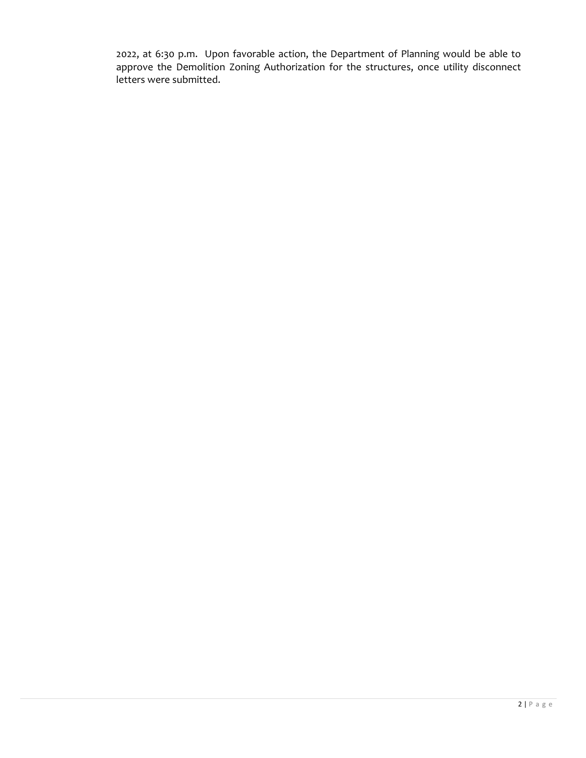2022, at 6:30 p.m. Upon favorable action, the Department of Planning would be able to approve the Demolition Zoning Authorization for the structures, once utility disconnect letters were submitted.